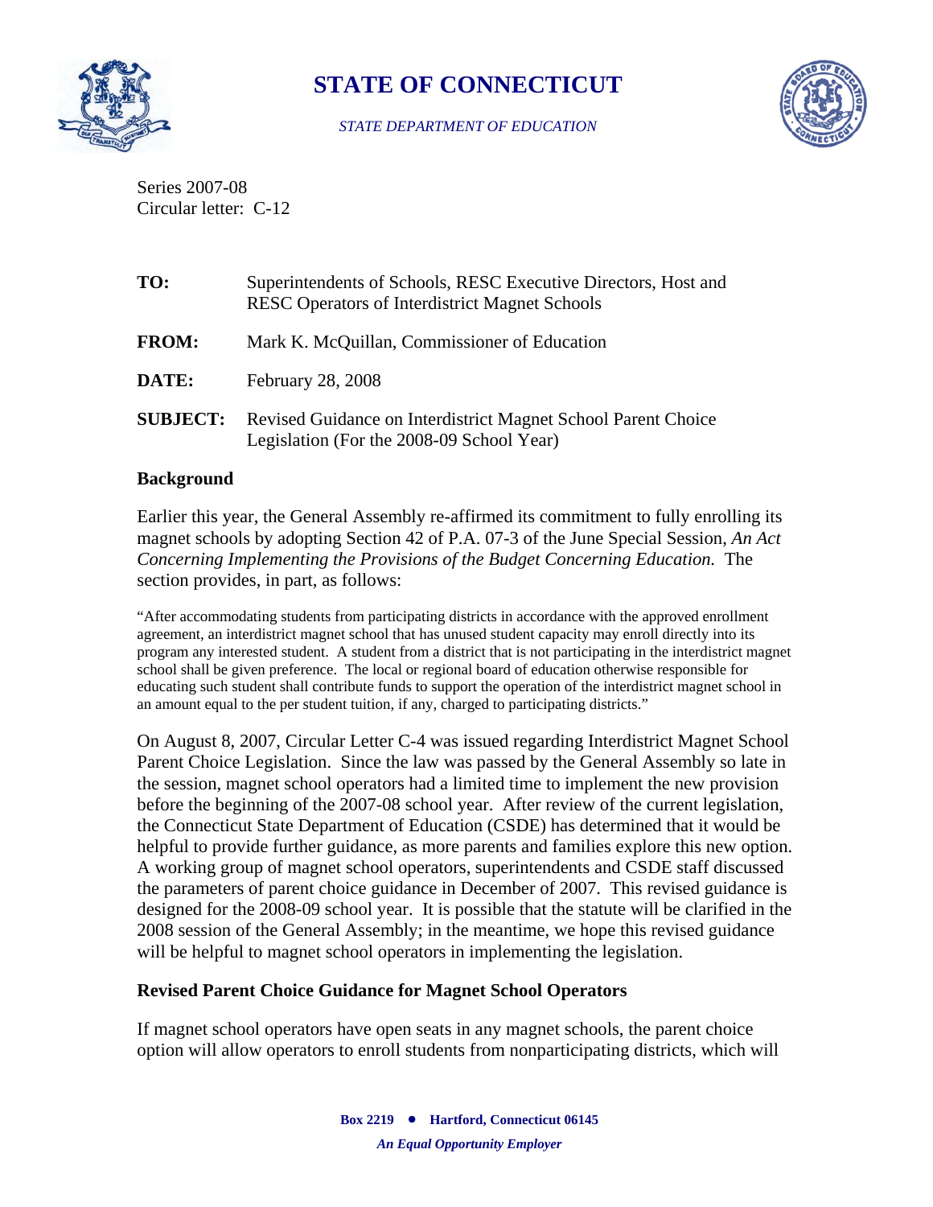# STATE OF CONNECTICUT

*STATE DEPARTMENT OF EDUCATION*

Series 2007-08
Circular letter: C-12

**TO:** Superintendents of Schools, RESC Executive Directors, Host and RESC Operators of Interdistrict Magnet Schools

**FROM:** Mark K. McQuillan, Commissioner of Education

**DATE:** February 28, 2008

**SUBJECT:** Revised Guidance on Interdistrict Magnet School Parent Choice Legislation (For the 2008-09 School Year)

## Background

Earlier this year, the General Assembly re-affirmed its commitment to fully enrolling its magnet schools by adopting Section 42 of P.A. 07-3 of the June Special Session, *An Act Concerning Implementing the Provisions of the Budget Concerning Education.* The section provides, in part, as follows:

> "After accommodating students from participating districts in accordance with the approved enrollment agreement, an interdistrict magnet school that has unused student capacity may enroll directly into its program any interested student. A student from a district that is not participating in the interdistrict magnet school shall be given preference. The local or regional board of education otherwise responsible for educating such student shall contribute funds to support the operation of the interdistrict magnet school in an amount equal to the per student tuition, if any, charged to participating districts."

On August 8, 2007, Circular Letter C-4 was issued regarding Interdistrict Magnet School Parent Choice Legislation. Since the law was passed by the General Assembly so late in the session, magnet school operators had a limited time to implement the new provision before the beginning of the 2007-08 school year. After review of the current legislation, the Connecticut State Department of Education (CSDE) has determined that it would be helpful to provide further guidance, as more parents and families explore this new option. A working group of magnet school operators, superintendents and CSDE staff discussed the parameters of parent choice guidance in December of 2007. This revised guidance is designed for the 2008-09 school year. It is possible that the statute will be clarified in the 2008 session of the General Assembly; in the meantime, we hope this revised guidance will be helpful to magnet school operators in implementing the legislation.

## Revised Parent Choice Guidance for Magnet School Operators

If magnet school operators have open seats in any magnet schools, the parent choice option will allow operators to enroll students from nonparticipating districts, which will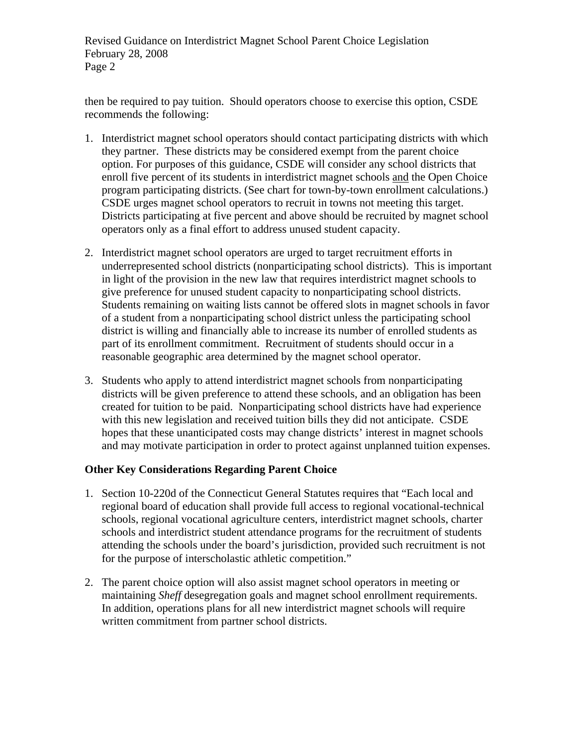then be required to pay tuition. Should operators choose to exercise this option, CSDE recommends the following:

1. Interdistrict magnet school operators should contact participating districts with which they partner. These districts may be considered exempt from the parent choice option. For purposes of this guidance, CSDE will consider any school districts that enroll five percent of its students in interdistrict magnet schools <u>and</u> the Open Choice program participating districts. (See chart for town-by-town enrollment calculations.) CSDE urges magnet school operators to recruit in towns not meeting this target. Districts participating at five percent and above should be recruited by magnet school operators only as a final effort to address unused student capacity.

2. Interdistrict magnet school operators are urged to target recruitment efforts in underrepresented school districts (nonparticipating school districts). This is important in light of the provision in the new law that requires interdistrict magnet schools to give preference for unused student capacity to nonparticipating school districts. Students remaining on waiting lists cannot be offered slots in magnet schools in favor of a student from a nonparticipating school district unless the participating school district is willing and financially able to increase its number of enrolled students as part of its enrollment commitment. Recruitment of students should occur in a reasonable geographic area determined by the magnet school operator.

3. Students who apply to attend interdistrict magnet schools from nonparticipating districts will be given preference to attend these schools, and an obligation has been created for tuition to be paid. Nonparticipating school districts have had experience with this new legislation and received tuition bills they did not anticipate. CSDE hopes that these unanticipated costs may change districts' interest in magnet schools and may motivate participation in order to protect against unplanned tuition expenses.

**Other Key Considerations Regarding Parent Choice**

1. Section 10-220d of the Connecticut General Statutes requires that "Each local and regional board of education shall provide full access to regional vocational-technical schools, regional vocational agriculture centers, interdistrict magnet schools, charter schools and interdistrict student attendance programs for the recruitment of students attending the schools under the board's jurisdiction, provided such recruitment is not for the purpose of interscholastic athletic competition."

2. The parent choice option will also assist magnet school operators in meeting or maintaining *Sheff* desegregation goals and magnet school enrollment requirements. In addition, operations plans for all new interdistrict magnet schools will require written commitment from partner school districts.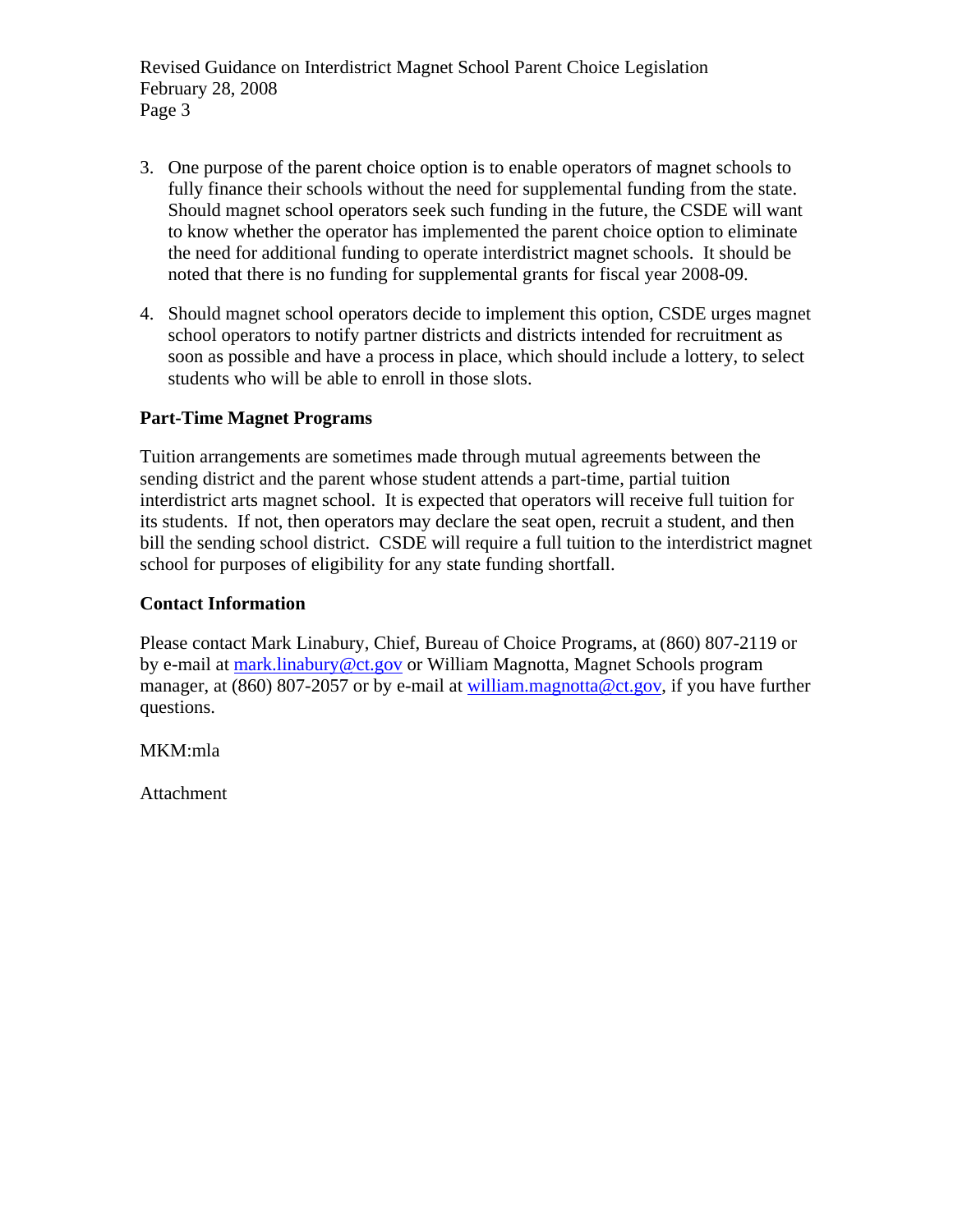3. One purpose of the parent choice option is to enable operators of magnet schools to fully finance their schools without the need for supplemental funding from the state. Should magnet school operators seek such funding in the future, the CSDE will want to know whether the operator has implemented the parent choice option to eliminate the need for additional funding to operate interdistrict magnet schools. It should be noted that there is no funding for supplemental grants for fiscal year 2008-09.

4. Should magnet school operators decide to implement this option, CSDE urges magnet school operators to notify partner districts and districts intended for recruitment as soon as possible and have a process in place, which should include a lottery, to select students who will be able to enroll in those slots.

**Part-Time Magnet Programs**

Tuition arrangements are sometimes made through mutual agreements between the sending district and the parent whose student attends a part-time, partial tuition interdistrict arts magnet school. It is expected that operators will receive full tuition for its students. If not, then operators may declare the seat open, recruit a student, and then bill the sending school district. CSDE will require a full tuition to the interdistrict magnet school for purposes of eligibility for any state funding shortfall.

**Contact Information**

Please contact Mark Linabury, Chief, Bureau of Choice Programs, at (860) 807-2119 or by e-mail at mark.linabury@ct.gov or William Magnotta, Magnet Schools program manager, at (860) 807-2057 or by e-mail at william.magnotta@ct.gov, if you have further questions.

MKM:mla

Attachment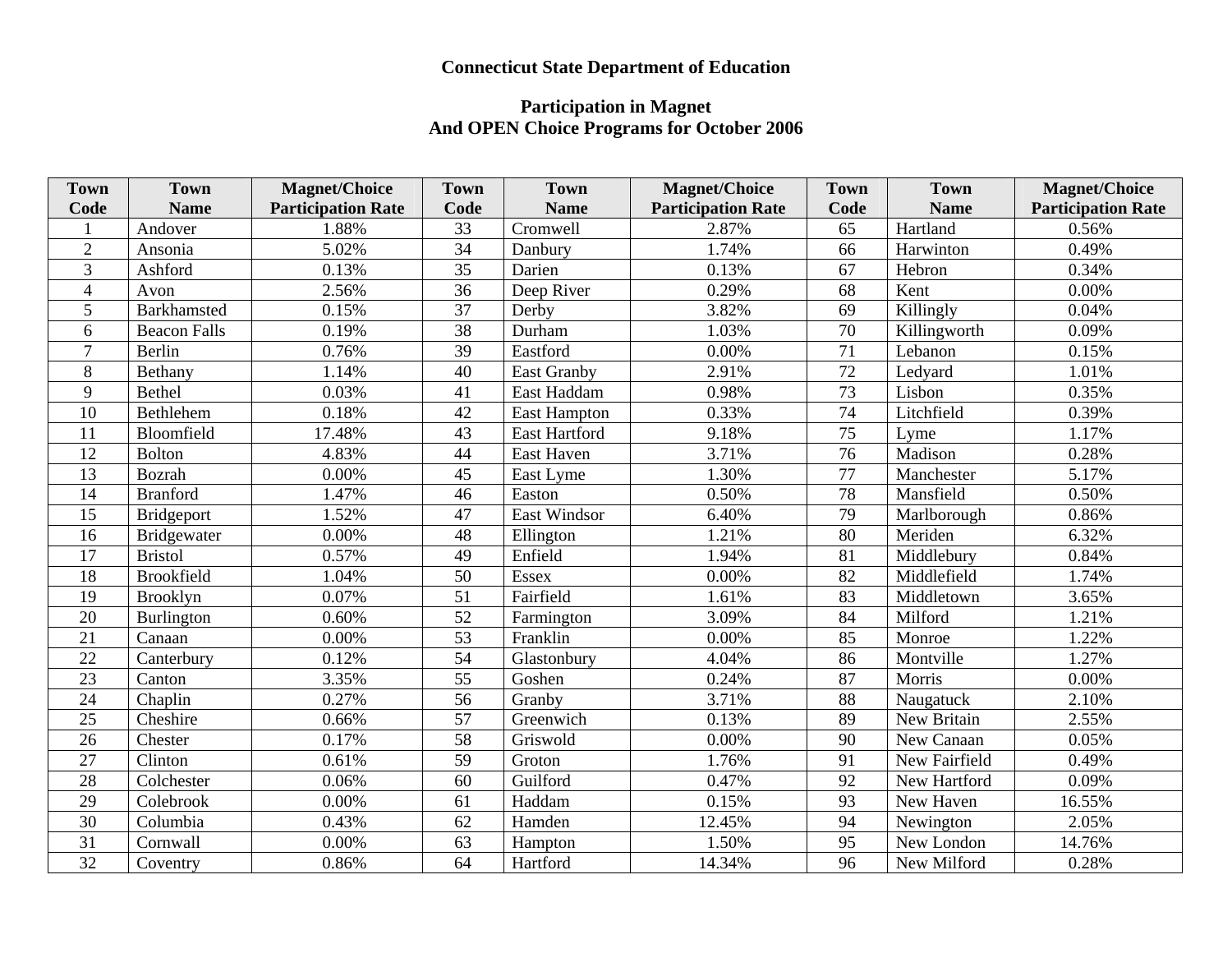**Connecticut State Department of Education**

**Participation in Magnet**
**And OPEN Choice Programs for October 2006**

| Town Code | Town Name | Magnet/Choice Participation Rate | Town Code | Town Name | Magnet/Choice Participation Rate | Town Code | Town Name | Magnet/Choice Participation Rate |
|---|---|---|---|---|---|---|---|---|
| 1 | Andover | 1.88% | 33 | Cromwell | 2.87% | 65 | Hartland | 0.56% |
| 2 | Ansonia | 5.02% | 34 | Danbury | 1.74% | 66 | Harwinton | 0.49% |
| 3 | Ashford | 0.13% | 35 | Darien | 0.13% | 67 | Hebron | 0.34% |
| 4 | Avon | 2.56% | 36 | Deep River | 0.29% | 68 | Kent | 0.00% |
| 5 | Barkhamsted | 0.15% | 37 | Derby | 3.82% | 69 | Killingly | 0.04% |
| 6 | Beacon Falls | 0.19% | 38 | Durham | 1.03% | 70 | Killingworth | 0.09% |
| 7 | Berlin | 0.76% | 39 | Eastford | 0.00% | 71 | Lebanon | 0.15% |
| 8 | Bethany | 1.14% | 40 | East Granby | 2.91% | 72 | Ledyard | 1.01% |
| 9 | Bethel | 0.03% | 41 | East Haddam | 0.98% | 73 | Lisbon | 0.35% |
| 10 | Bethlehem | 0.18% | 42 | East Hampton | 0.33% | 74 | Litchfield | 0.39% |
| 11 | Bloomfield | 17.48% | 43 | East Hartford | 9.18% | 75 | Lyme | 1.17% |
| 12 | Bolton | 4.83% | 44 | East Haven | 3.71% | 76 | Madison | 0.28% |
| 13 | Bozrah | 0.00% | 45 | East Lyme | 1.30% | 77 | Manchester | 5.17% |
| 14 | Branford | 1.47% | 46 | Easton | 0.50% | 78 | Mansfield | 0.50% |
| 15 | Bridgeport | 1.52% | 47 | East Windsor | 6.40% | 79 | Marlborough | 0.86% |
| 16 | Bridgewater | 0.00% | 48 | Ellington | 1.21% | 80 | Meriden | 6.32% |
| 17 | Bristol | 0.57% | 49 | Enfield | 1.94% | 81 | Middlebury | 0.84% |
| 18 | Brookfield | 1.04% | 50 | Essex | 0.00% | 82 | Middlefield | 1.74% |
| 19 | Brooklyn | 0.07% | 51 | Fairfield | 1.61% | 83 | Middletown | 3.65% |
| 20 | Burlington | 0.60% | 52 | Farmington | 3.09% | 84 | Milford | 1.21% |
| 21 | Canaan | 0.00% | 53 | Franklin | 0.00% | 85 | Monroe | 1.22% |
| 22 | Canterbury | 0.12% | 54 | Glastonbury | 4.04% | 86 | Montville | 1.27% |
| 23 | Canton | 3.35% | 55 | Goshen | 0.24% | 87 | Morris | 0.00% |
| 24 | Chaplin | 0.27% | 56 | Granby | 3.71% | 88 | Naugatuck | 2.10% |
| 25 | Cheshire | 0.66% | 57 | Greenwich | 0.13% | 89 | New Britain | 2.55% |
| 26 | Chester | 0.17% | 58 | Griswold | 0.00% | 90 | New Canaan | 0.05% |
| 27 | Clinton | 0.61% | 59 | Groton | 1.76% | 91 | New Fairfield | 0.49% |
| 28 | Colchester | 0.06% | 60 | Guilford | 0.47% | 92 | New Hartford | 0.09% |
| 29 | Colebrook | 0.00% | 61 | Haddam | 0.15% | 93 | New Haven | 16.55% |
| 30 | Columbia | 0.43% | 62 | Hamden | 12.45% | 94 | Newington | 2.05% |
| 31 | Cornwall | 0.00% | 63 | Hampton | 1.50% | 95 | New London | 14.76% |
| 32 | Coventry | 0.86% | 64 | Hartford | 14.34% | 96 | New Milford | 0.28% |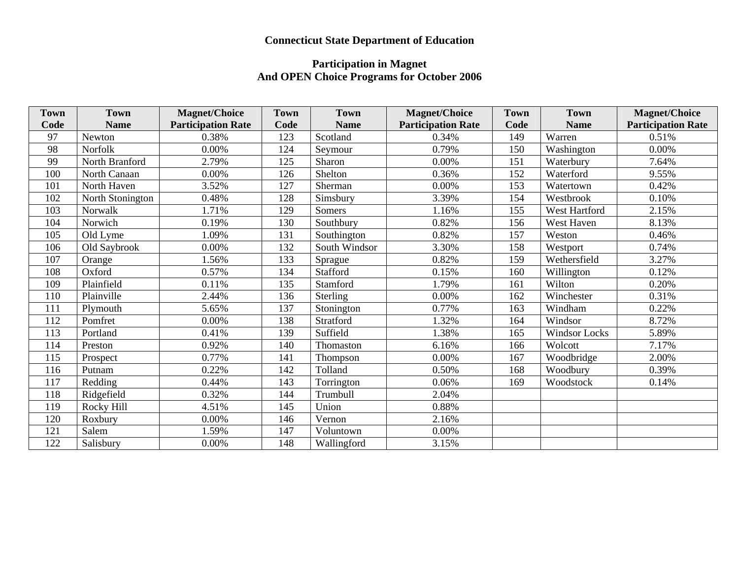**Connecticut State Department of Education**

**Participation in Magnet And OPEN Choice Programs for October 2006**

| Town Code | Town Name | Magnet/Choice Participation Rate | Town Code | Town Name | Magnet/Choice Participation Rate | Town Code | Town Name | Magnet/Choice Participation Rate |
|---|---|---|---|---|---|---|---|---|
| 97 | Newton | 0.38% | 123 | Scotland | 0.34% | 149 | Warren | 0.51% |
| 98 | Norfolk | 0.00% | 124 | Seymour | 0.79% | 150 | Washington | 0.00% |
| 99 | North Branford | 2.79% | 125 | Sharon | 0.00% | 151 | Waterbury | 7.64% |
| 100 | North Canaan | 0.00% | 126 | Shelton | 0.36% | 152 | Waterford | 9.55% |
| 101 | North Haven | 3.52% | 127 | Sherman | 0.00% | 153 | Watertown | 0.42% |
| 102 | North Stonington | 0.48% | 128 | Simsbury | 3.39% | 154 | Westbrook | 0.10% |
| 103 | Norwalk | 1.71% | 129 | Somers | 1.16% | 155 | West Hartford | 2.15% |
| 104 | Norwich | 0.19% | 130 | Southbury | 0.82% | 156 | West Haven | 8.13% |
| 105 | Old Lyme | 1.09% | 131 | Southington | 0.82% | 157 | Weston | 0.46% |
| 106 | Old Saybrook | 0.00% | 132 | South Windsor | 3.30% | 158 | Westport | 0.74% |
| 107 | Orange | 1.56% | 133 | Sprague | 0.82% | 159 | Wethersfield | 3.27% |
| 108 | Oxford | 0.57% | 134 | Stafford | 0.15% | 160 | Willington | 0.12% |
| 109 | Plainfield | 0.11% | 135 | Stamford | 1.79% | 161 | Wilton | 0.20% |
| 110 | Plainville | 2.44% | 136 | Sterling | 0.00% | 162 | Winchester | 0.31% |
| 111 | Plymouth | 5.65% | 137 | Stonington | 0.77% | 163 | Windham | 0.22% |
| 112 | Pomfret | 0.00% | 138 | Stratford | 1.32% | 164 | Windsor | 8.72% |
| 113 | Portland | 0.41% | 139 | Suffield | 1.38% | 165 | Windsor Locks | 5.89% |
| 114 | Preston | 0.92% | 140 | Thomaston | 6.16% | 166 | Wolcott | 7.17% |
| 115 | Prospect | 0.77% | 141 | Thompson | 0.00% | 167 | Woodbridge | 2.00% |
| 116 | Putnam | 0.22% | 142 | Tolland | 0.50% | 168 | Woodbury | 0.39% |
| 117 | Redding | 0.44% | 143 | Torrington | 0.06% | 169 | Woodstock | 0.14% |
| 118 | Ridgefield | 0.32% | 144 | Trumbull | 2.04% | | | |
| 119 | Rocky Hill | 4.51% | 145 | Union | 0.88% | | | |
| 120 | Roxbury | 0.00% | 146 | Vernon | 2.16% | | | |
| 121 | Salem | 1.59% | 147 | Voluntown | 0.00% | | | |
| 122 | Salisbury | 0.00% | 148 | Wallingford | 3.15% | | | |